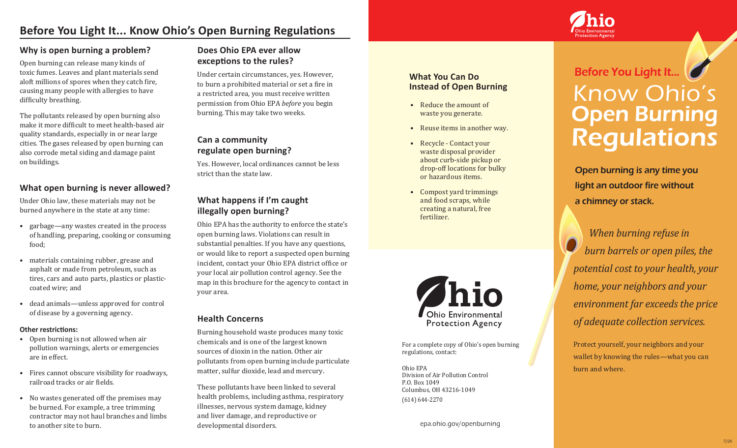# Before You Light It... Know Ohio's Open Burning Regulations

## Why is open burning a problem?

Open burning can release many kinds of toxic fumes. Leaves and plant materials send aloft millions of spores when they catch fire, causing many people with allergies to have difficulty breathing.

The pollutants released by open burning also make it more difficult to meet health-based air quality standards, especially in or near large cities. The gases released by open burning can also corrode metal siding and damage paint on buildings.

## What open burning is never allowed?

Under Ohio law, these materials may not be burned anywhere in the state at any time:

- garbage—any wastes created in the process of handling, preparing, cooking or consuming food;
- materials containing rubber, grease and asphalt or made from petroleum, such as tires, cars and auto parts, plastics or plastic-coated wire; and
- dead animals—unless approved for control of disease by a governing agency.

**Other restrictions:**

- Open burning is not allowed when air pollution warnings, alerts or emergencies are in effect.
- Fires cannot obscure visibility for roadways, railroad tracks or air fields.
- No wastes generated off the premises may be burned. For example, a tree trimming contractor may not haul branches and limbs to another site to burn.

## Does Ohio EPA ever allow exceptions to the rules?

Under certain circumstances, yes. However, to burn a prohibited material or set a fire in a restricted area, you must receive written permission from Ohio EPA *before* you begin burning. This may take two weeks.

## Can a community regulate open burning?

Yes. However, local ordinances cannot be less strict than the state law.

## What happens if I'm caught illegally open burning?

Ohio EPA has the authority to enforce the state's open burning laws. Violations can result in substantial penalties. If you have any questions, or would like to report a suspected open burning incident, contact your Ohio EPA district office or your local air pollution control agency. See the map in this brochure for the agency to contact in your area.

## Health Concerns

Burning household waste produces many toxic chemicals and is one of the largest known sources of dioxin in the nation. Other air pollutants from open burning include particulate matter, sulfur dioxide, lead and mercury.

These pollutants have been linked to several health problems, including asthma, respiratory illnesses, nervous system damage, kidney and liver damage, and reproductive or developmental disorders.

## What You Can Do Instead of Open Burning

- Reduce the amount of waste you generate.
- Reuse items in another way.
- Recycle - Contact your waste disposal provider about curb-side pickup or drop-off locations for bulky or hazardous items.
- Compost yard trimmings and food scraps, while creating a natural, free fertilizer.

Ohio Environmental Protection Agency

For a complete copy of Ohio's open burning regulations, contact:

Ohio EPA
Division of Air Pollution Control
P.O. Box 1049
Columbus, OH 43216-1049
(614) 644-2270

epa.ohio.gov/openburning

Ohio Environmental Protection Agency

# Before You Light It... Know Ohio's Open Burning Regulations

**Open burning is any time you light an outdoor fire without a chimney or stack.**

*When burning refuse in burn barrels or open piles, the potential cost to your health, your home, your neighbors and your environment far exceeds the price of adequate collection services.*

Protect yourself, your neighbors and your wallet by knowing the rules—what you can burn and where.

7/26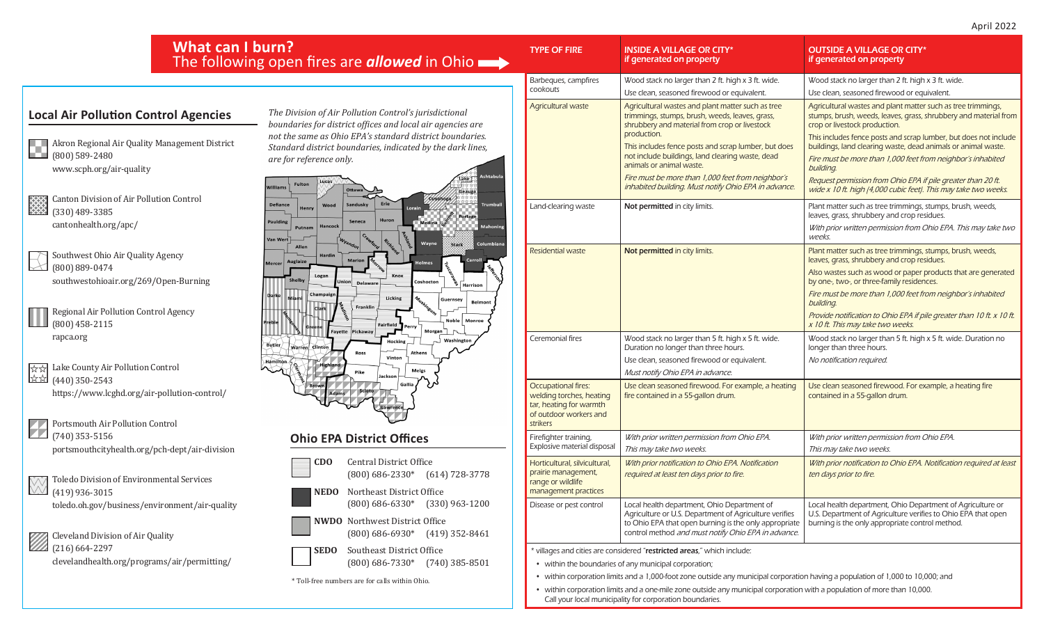April 2022

# What can I burn?

The following open fires are ***allowed*** in Ohio

## Local Air Pollution Control Agencies

Akron Regional Air Quality Management District
(800) 589-2480
www.scph.org/air-quality

Canton Division of Air Pollution Control
(330) 489-3385
cantonhealth.org/apc/

Southwest Ohio Air Quality Agency
(800) 889-0474
southwestohioair.org/269/Open-Burning

Regional Air Pollution Control Agency
(800) 458-2115
rapca.org

Lake County Air Pollution Control
(440) 350-2543
https://www.lcghd.org/air-pollution-control/

Portsmouth Air Pollution Control
(740) 353-5156
portsmouthcityhealth.org/pch-dept/air-division

Toledo Division of Environmental Services
(419) 936-3015
toledo.oh.gov/business/environment/air-quality

Cleveland Division of Air Quality
(216) 664-2297
clevelandhealth.org/programs/air/permitting/

*The Division of Air Pollution Control's jurisdictional boundaries for district offices and local air agencies are not the same as Ohio EPA's standard district boundaries. Standard district boundaries, indicated by the dark lines, are for reference only.*

Williams, Fulton, Lucas, Ottawa, Defiance, Henry, Wood, Sandusky, Erie, Lorain, Cuyahoga, Lake, Geauga, Ashtabula, Trumbull, Paulding, Putnam, Hancock, Seneca, Huron, Medina, Summit, Portage, Mahoning, Van Wert, Allen, Wyandot, Crawford, Richland, Ashland, Wayne, Stark, Columbiana, Mercer, Auglaize, Hardin, Marion, Morrow, Knox, Holmes, Carroll, Tuscarawas, Jefferson, Shelby, Logan, Union, Delaware, Coshocton, Harrison, Darke, Miami, Champaign, Licking, Muskingum, Guernsey, Belmont, Clark, Franklin, Madison, Preble, Montgomery, Greene, Fairfield, Perry, Noble, Monroe, Fayette, Pickaway, Morgan, Washington, Butler, Warren, Clinton, Hocking, Ross, Athens, Vinton, Hamilton, Clermont, Highland, Pike, Jackson, Meigs, Brown, Adams, Scioto, Gallia, Lawrence

## Ohio EPA District Offices

**CDO** Central District Office
(800) 686-2330* (614) 728-3778

**NEDO** Northeast District Office
(800) 686-6330* (330) 963-1200

**NWDO** Northwest District Office
(800) 686-6930* (419) 352-8461

**SEDO** Southeast District Office
(800) 686-7330* (740) 385-8501

* Toll-free numbers are for calls within Ohio.

| TYPE OF FIRE | INSIDE A VILLAGE OR CITY* if generated on property | OUTSIDE A VILLAGE OR CITY* if generated on property |
|---|---|---|
| Barbeques, campfires cookouts | Wood stack no larger than 2 ft. high x 3 ft. wide.<br>Use clean, seasoned firewood or equivalent. | Wood stack no larger than 2 ft. high x 3 ft. wide.<br>Use clean, seasoned firewood or equivalent. |
| Agricultural waste | Agricultural wastes and plant matter such as tree trimmings, stumps, brush, weeds, leaves, grass, shrubbery and material from crop or livestock production.<br>This includes fence posts and scrap lumber, but does not include buildings, land clearing waste, dead animals or animal waste.<br>*Fire must be more than 1,000 feet from neighbor's inhabited building. Must notify Ohio EPA in advance.* | Agricultural wastes and plant matter such as tree trimmings, stumps, brush, weeds, leaves, grass, shrubbery and material from crop or livestock production.<br>This includes fence posts and scrap lumber, but does not include buildings, land clearing waste, dead animals or animal waste.<br>*Fire must be more than 1,000 feet from neighbor's inhabited building.*<br>*Request permission from Ohio EPA if pile greater than 20 ft. wide x 10 ft. high (4,000 cubic feet). This may take two weeks.* |
| Land-clearing waste | **Not permitted** in city limits. | Plant matter such as tree trimmings, stumps, brush, weeds, leaves, grass, shrubbery and crop residues.<br>*With prior written permission from Ohio EPA. This may take two weeks.* |
| Residential waste | **Not permitted** in city limits. | Plant matter such as tree trimmings, stumps, brush, weeds, leaves, grass, shrubbery and crop residues.<br>Also wastes such as wood or paper products that are generated by one-, two-, or three-family residences.<br>*Fire must be more than 1,000 feet from neighbor's inhabited building.*<br>*Provide notification to Ohio EPA if pile greater than 10 ft. x 10 ft. This may take two weeks.* |
| Ceremonial fires | Wood stack no larger than 5 ft. high x 5 ft. wide. Duration no longer than three hours.<br>Use clean, seasoned firewood or equivalent.<br>*Must notify Ohio EPA in advance.* | Wood stack no larger than 5 ft. high x 5 ft. wide. Duration no longer than three hours.<br>*No notification required.* |
| Occupational fires: welding torches, heating tar, heating for warmth of outdoor workers and strikers | Use clean seasoned firewood. For example, a heating fire contained in a 55-gallon drum. | Use clean seasoned firewood. For example, a heating fire contained in a 55-gallon drum. |
| Firefighter training, Explosive material disposal | *With prior written permission from Ohio EPA. This may take two weeks.* | *With prior written permission from Ohio EPA. This may take two weeks.* |
| Horticultural, silvicultural, prairie management, range or wildlife management practices | *With prior notification to Ohio EPA. Notification required at least ten days prior to fire.* | *With prior notification to Ohio EPA. Notification required at least ten days prior to fire.* |
| Disease or pest control | Local health department, Ohio Department of Agriculture or U.S. Department of Agriculture verifies to Ohio EPA that open burning is the only appropriate control method *and must notify Ohio EPA in advance.* | Local health department, Ohio Department of Agriculture or U.S. Department of Agriculture verifies to Ohio EPA that open burning is the only appropriate control method. |

* villages and cities are considered "**restricted areas**," which include:

- within the boundaries of any municipal corporation;
- within corporation limits and a 1,000-foot zone outside any municipal corporation having a population of 1,000 to 10,000; and
- within corporation limits and a one-mile zone outside any municipal corporation with a population of more than 10,000. Call your local municipality for corporation boundaries.